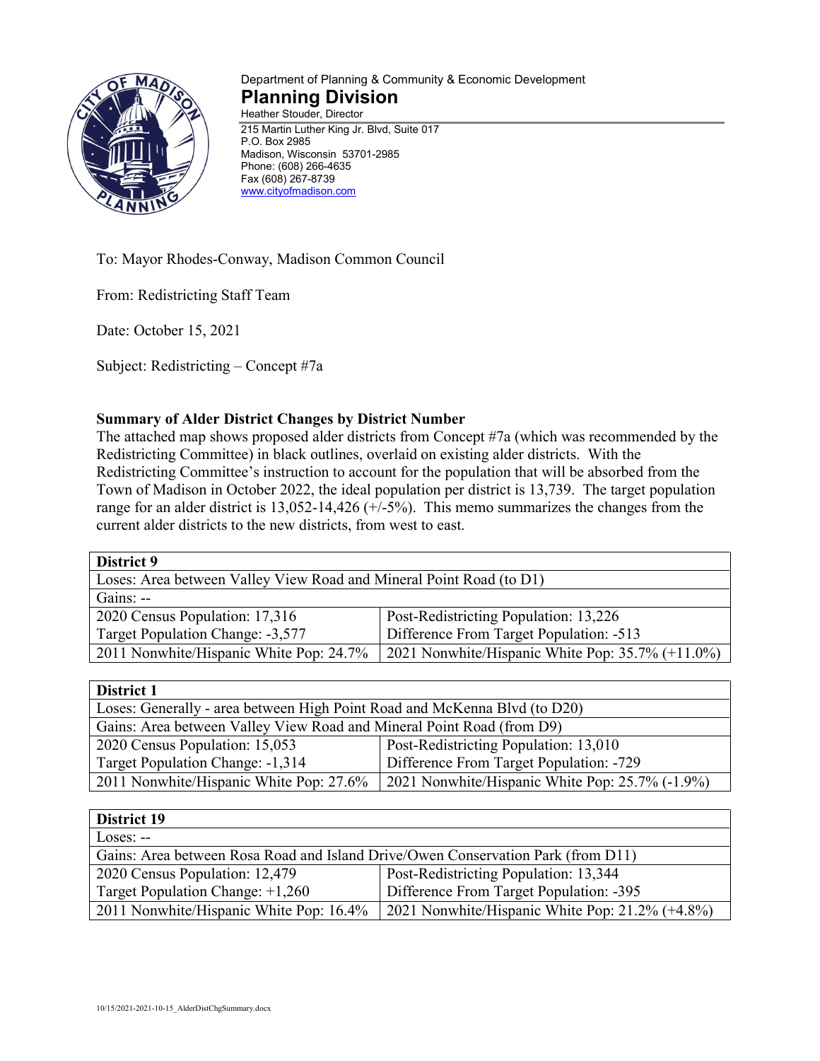Department of Planning & Community & Economic Development

**Planning Division**

Heather Stouder, Director

215 Martin Luther King Jr. Blvd, Suite 017
P.O. Box 2985
Madison, Wisconsin 53701-2985
Phone: (608) 266-4635
Fax (608) 267-8739
www.cityofmadison.com

To: Mayor Rhodes-Conway, Madison Common Council

From: Redistricting Staff Team

Date: October 15, 2021

Subject: Redistricting – Concept #7a

**Summary of Alder District Changes by District Number**

The attached map shows proposed alder districts from Concept #7a (which was recommended by the Redistricting Committee) in black outlines, overlaid on existing alder districts. With the Redistricting Committee's instruction to account for the population that will be absorbed from the Town of Madison in October 2022, the ideal population per district is 13,739. The target population range for an alder district is 13,052-14,426 (+/-5%). This memo summarizes the changes from the current alder districts to the new districts, from west to east.

| **District 9** | |
|---|---|
| Loses: Area between Valley View Road and Mineral Point Road (to D1) | |
| Gains: -- | |
| 2020 Census Population: 17,316 | Post-Redistricting Population: 13,226 |
| Target Population Change: -3,577 | Difference From Target Population: -513 |
| 2011 Nonwhite/Hispanic White Pop: 24.7% | 2021 Nonwhite/Hispanic White Pop: 35.7% (+11.0%) |

| **District 1** | |
|---|---|
| Loses: Generally - area between High Point Road and McKenna Blvd (to D20) | |
| Gains: Area between Valley View Road and Mineral Point Road (from D9) | |
| 2020 Census Population: 15,053 | Post-Redistricting Population: 13,010 |
| Target Population Change: -1,314 | Difference From Target Population: -729 |
| 2011 Nonwhite/Hispanic White Pop: 27.6% | 2021 Nonwhite/Hispanic White Pop: 25.7% (-1.9%) |

| **District 19** | |
|---|---|
| Loses: -- | |
| Gains: Area between Rosa Road and Island Drive/Owen Conservation Park (from D11) | |
| 2020 Census Population: 12,479 | Post-Redistricting Population: 13,344 |
| Target Population Change: +1,260 | Difference From Target Population: -395 |
| 2011 Nonwhite/Hispanic White Pop: 16.4% | 2021 Nonwhite/Hispanic White Pop: 21.2% (+4.8%) |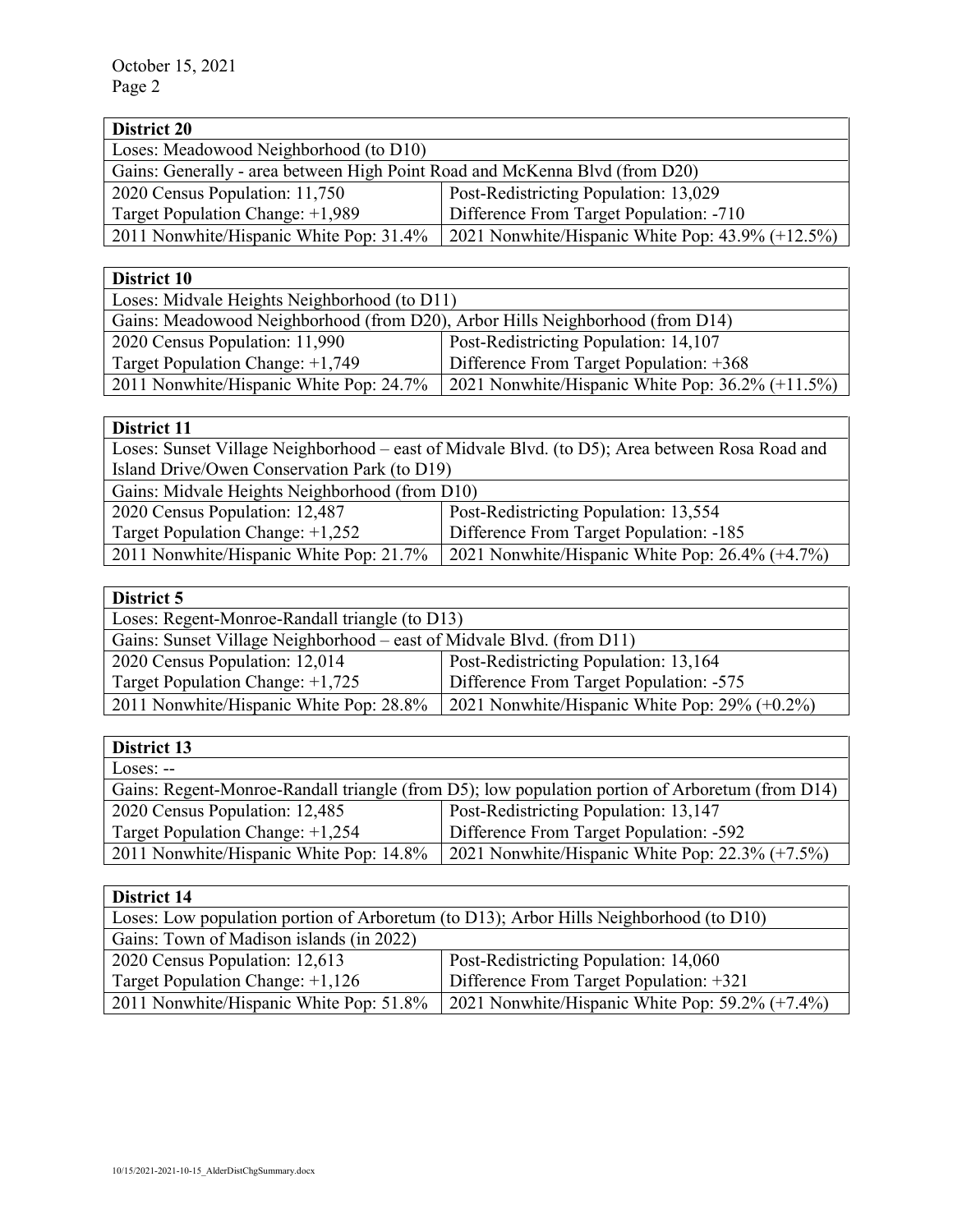| District 20 | |
|---|---|
| Loses: Meadowood Neighborhood (to D10) | |
| Gains: Generally - area between High Point Road and McKenna Blvd (from D20) | |
| 2020 Census Population: 11,750 | Post-Redistricting Population: 13,029 |
| Target Population Change: +1,989 | Difference From Target Population: -710 |
| 2011 Nonwhite/Hispanic White Pop: 31.4% | 2021 Nonwhite/Hispanic White Pop: 43.9% (+12.5%) |

| District 10 | |
|---|---|
| Loses: Midvale Heights Neighborhood (to D11) | |
| Gains: Meadowood Neighborhood (from D20), Arbor Hills Neighborhood (from D14) | |
| 2020 Census Population: 11,990 | Post-Redistricting Population: 14,107 |
| Target Population Change: +1,749 | Difference From Target Population: +368 |
| 2011 Nonwhite/Hispanic White Pop: 24.7% | 2021 Nonwhite/Hispanic White Pop: 36.2% (+11.5%) |

| District 11 | |
|---|---|
| Loses: Sunset Village Neighborhood – east of Midvale Blvd. (to D5); Area between Rosa Road and Island Drive/Owen Conservation Park (to D19) | |
| Gains: Midvale Heights Neighborhood (from D10) | |
| 2020 Census Population: 12,487 | Post-Redistricting Population: 13,554 |
| Target Population Change: +1,252 | Difference From Target Population: -185 |
| 2011 Nonwhite/Hispanic White Pop: 21.7% | 2021 Nonwhite/Hispanic White Pop: 26.4% (+4.7%) |

| District 5 | |
|---|---|
| Loses: Regent-Monroe-Randall triangle (to D13) | |
| Gains: Sunset Village Neighborhood – east of Midvale Blvd. (from D11) | |
| 2020 Census Population: 12,014 | Post-Redistricting Population: 13,164 |
| Target Population Change: +1,725 | Difference From Target Population: -575 |
| 2011 Nonwhite/Hispanic White Pop: 28.8% | 2021 Nonwhite/Hispanic White Pop: 29% (+0.2%) |

| District 13 | |
|---|---|
| Loses: -- | |
| Gains: Regent-Monroe-Randall triangle (from D5); low population portion of Arboretum (from D14) | |
| 2020 Census Population: 12,485 | Post-Redistricting Population: 13,147 |
| Target Population Change: +1,254 | Difference From Target Population: -592 |
| 2011 Nonwhite/Hispanic White Pop: 14.8% | 2021 Nonwhite/Hispanic White Pop: 22.3% (+7.5%) |

| District 14 | |
|---|---|
| Loses: Low population portion of Arboretum (to D13); Arbor Hills Neighborhood (to D10) | |
| Gains: Town of Madison islands (in 2022) | |
| 2020 Census Population: 12,613 | Post-Redistricting Population: 14,060 |
| Target Population Change: +1,126 | Difference From Target Population: +321 |
| 2011 Nonwhite/Hispanic White Pop: 51.8% | 2021 Nonwhite/Hispanic White Pop: 59.2% (+7.4%) |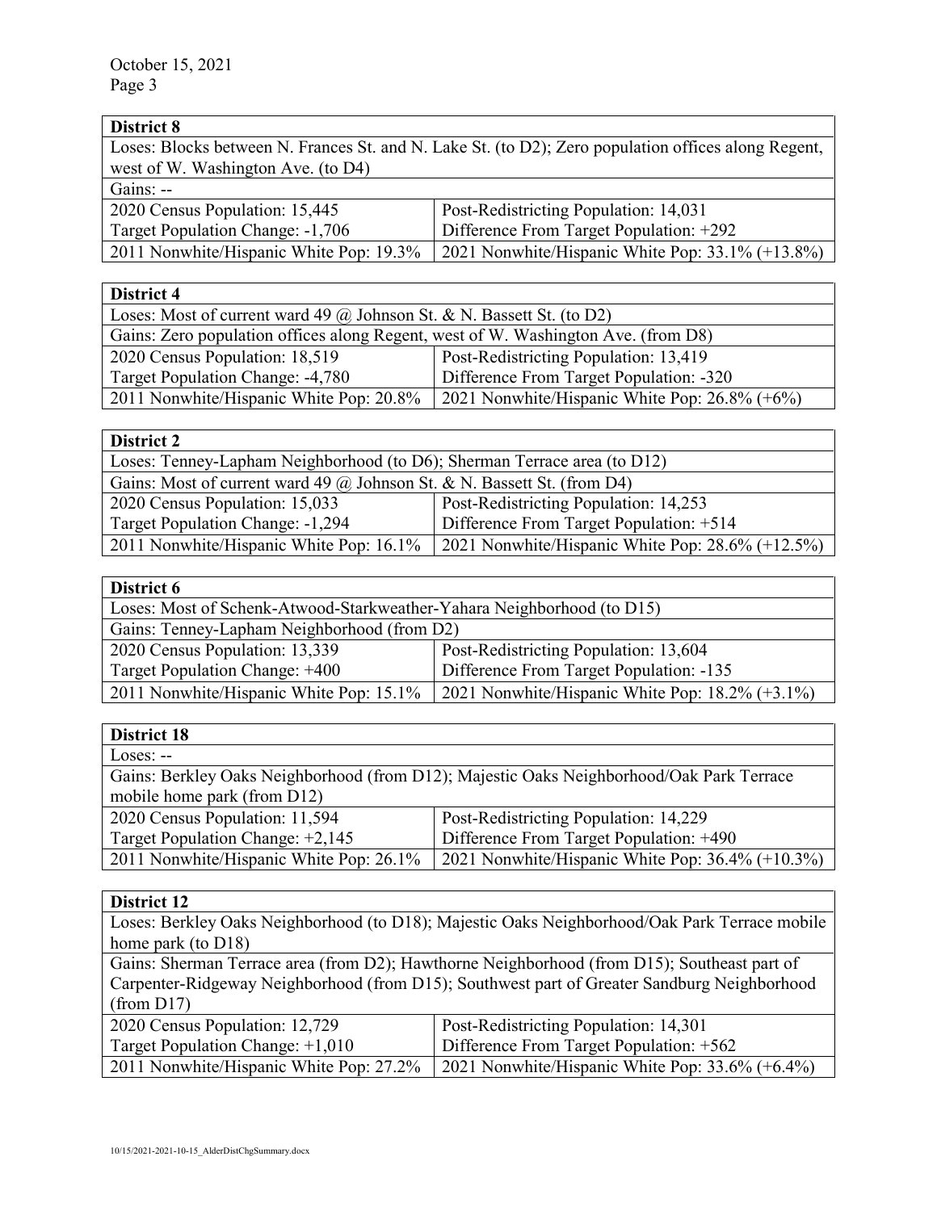| **District 8** | |
|---|---|
| Loses: Blocks between N. Frances St. and N. Lake St. (to D2); Zero population offices along Regent, west of W. Washington Ave. (to D4) | |
| Gains: -- | |
| 2020 Census Population: 15,445 | Post-Redistricting Population: 14,031 |
| Target Population Change: -1,706 | Difference From Target Population: +292 |
| 2011 Nonwhite/Hispanic White Pop: 19.3% | 2021 Nonwhite/Hispanic White Pop: 33.1% (+13.8%) |

| **District 4** | |
|---|---|
| Loses: Most of current ward 49 @ Johnson St. & N. Bassett St. (to D2) | |
| Gains: Zero population offices along Regent, west of W. Washington Ave. (from D8) | |
| 2020 Census Population: 18,519 | Post-Redistricting Population: 13,419 |
| Target Population Change: -4,780 | Difference From Target Population: -320 |
| 2011 Nonwhite/Hispanic White Pop: 20.8% | 2021 Nonwhite/Hispanic White Pop: 26.8% (+6%) |

| **District 2** | |
|---|---|
| Loses: Tenney-Lapham Neighborhood (to D6); Sherman Terrace area (to D12) | |
| Gains: Most of current ward 49 @ Johnson St. & N. Bassett St. (from D4) | |
| 2020 Census Population: 15,033 | Post-Redistricting Population: 14,253 |
| Target Population Change: -1,294 | Difference From Target Population: +514 |
| 2011 Nonwhite/Hispanic White Pop: 16.1% | 2021 Nonwhite/Hispanic White Pop: 28.6% (+12.5%) |

| **District 6** | |
|---|---|
| Loses: Most of Schenk-Atwood-Starkweather-Yahara Neighborhood (to D15) | |
| Gains: Tenney-Lapham Neighborhood (from D2) | |
| 2020 Census Population: 13,339 | Post-Redistricting Population: 13,604 |
| Target Population Change: +400 | Difference From Target Population: -135 |
| 2011 Nonwhite/Hispanic White Pop: 15.1% | 2021 Nonwhite/Hispanic White Pop: 18.2% (+3.1%) |

| **District 18** | |
|---|---|
| Loses: -- | |
| Gains: Berkley Oaks Neighborhood (from D12); Majestic Oaks Neighborhood/Oak Park Terrace mobile home park (from D12) | |
| 2020 Census Population: 11,594 | Post-Redistricting Population: 14,229 |
| Target Population Change: +2,145 | Difference From Target Population: +490 |
| 2011 Nonwhite/Hispanic White Pop: 26.1% | 2021 Nonwhite/Hispanic White Pop: 36.4% (+10.3%) |

| **District 12** | |
|---|---|
| Loses: Berkley Oaks Neighborhood (to D18); Majestic Oaks Neighborhood/Oak Park Terrace mobile home park (to D18) | |
| Gains: Sherman Terrace area (from D2); Hawthorne Neighborhood (from D15); Southeast part of Carpenter-Ridgeway Neighborhood (from D15); Southwest part of Greater Sandburg Neighborhood (from D17) | |
| 2020 Census Population: 12,729 | Post-Redistricting Population: 14,301 |
| Target Population Change: +1,010 | Difference From Target Population: +562 |
| 2011 Nonwhite/Hispanic White Pop: 27.2% | 2021 Nonwhite/Hispanic White Pop: 33.6% (+6.4%) |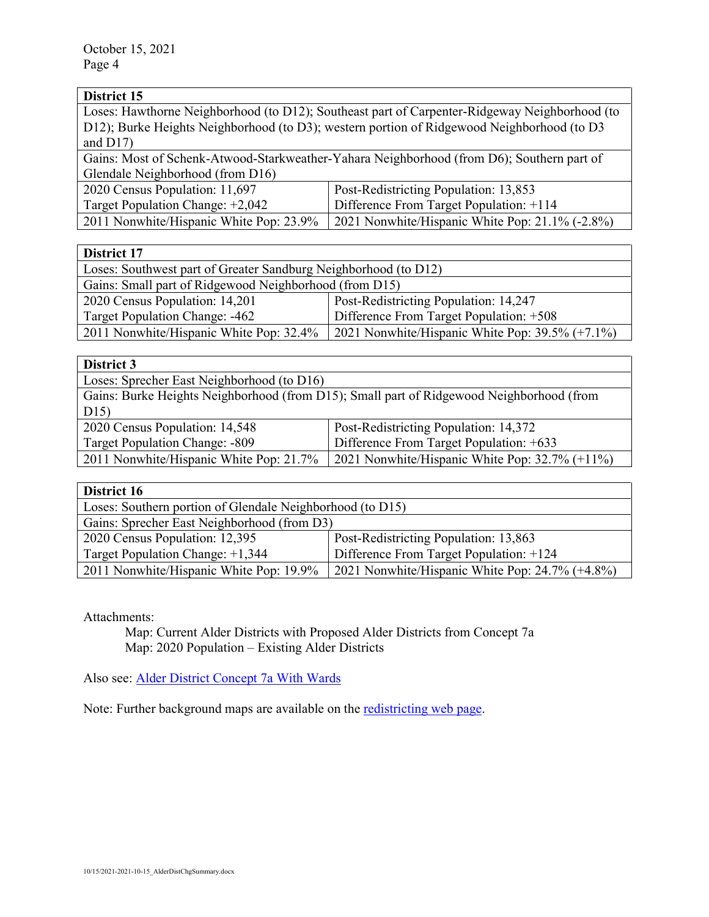| District 15 | |
|---|---|
| Loses: Hawthorne Neighborhood (to D12); Southeast part of Carpenter-Ridgeway Neighborhood (to D12); Burke Heights Neighborhood (to D3); western portion of Ridgewood Neighborhood (to D3 and D17) | |
| Gains: Most of Schenk-Atwood-Starkweather-Yahara Neighborhood (from D6); Southern part of Glendale Neighborhood (from D16) | |
| 2020 Census Population: 11,697<br>Target Population Change: +2,042 | Post-Redistricting Population: 13,853<br>Difference From Target Population: +114 |
| 2011 Nonwhite/Hispanic White Pop: 23.9% | 2021 Nonwhite/Hispanic White Pop: 21.1% (-2.8%) |

| District 17 | |
|---|---|
| Loses: Southwest part of Greater Sandburg Neighborhood (to D12) | |
| Gains: Small part of Ridgewood Neighborhood (from D15) | |
| 2020 Census Population: 14,201<br>Target Population Change: -462 | Post-Redistricting Population: 14,247<br>Difference From Target Population: +508 |
| 2011 Nonwhite/Hispanic White Pop: 32.4% | 2021 Nonwhite/Hispanic White Pop: 39.5% (+7.1%) |

| District 3 | |
|---|---|
| Loses: Sprecher East Neighborhood (to D16) | |
| Gains: Burke Heights Neighborhood (from D15); Small part of Ridgewood Neighborhood (from D15) | |
| 2020 Census Population: 14,548<br>Target Population Change: -809 | Post-Redistricting Population: 14,372<br>Difference From Target Population: +633 |
| 2011 Nonwhite/Hispanic White Pop: 21.7% | 2021 Nonwhite/Hispanic White Pop: 32.7% (+11%) |

| District 16 | |
|---|---|
| Loses: Southern portion of Glendale Neighborhood (to D15) | |
| Gains: Sprecher East Neighborhood (from D3) | |
| 2020 Census Population: 12,395<br>Target Population Change: +1,344 | Post-Redistricting Population: 13,863<br>Difference From Target Population: +124 |
| 2011 Nonwhite/Hispanic White Pop: 19.9% | 2021 Nonwhite/Hispanic White Pop: 24.7% (+4.8%) |

Attachments:

Map: Current Alder Districts with Proposed Alder Districts from Concept 7a
Map: 2020 Population – Existing Alder Districts

Also see: Alder District Concept 7a With Wards

Note: Further background maps are available on the redistricting web page.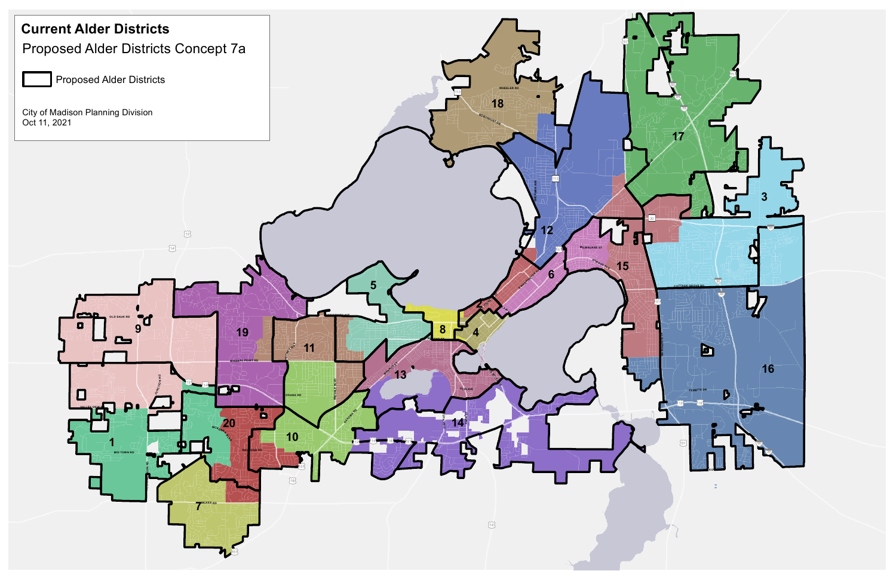**Current Alder Districts**

Proposed Alder Districts Concept 7a

Proposed Alder Districts

City of Madison Planning Division
Oct 11, 2021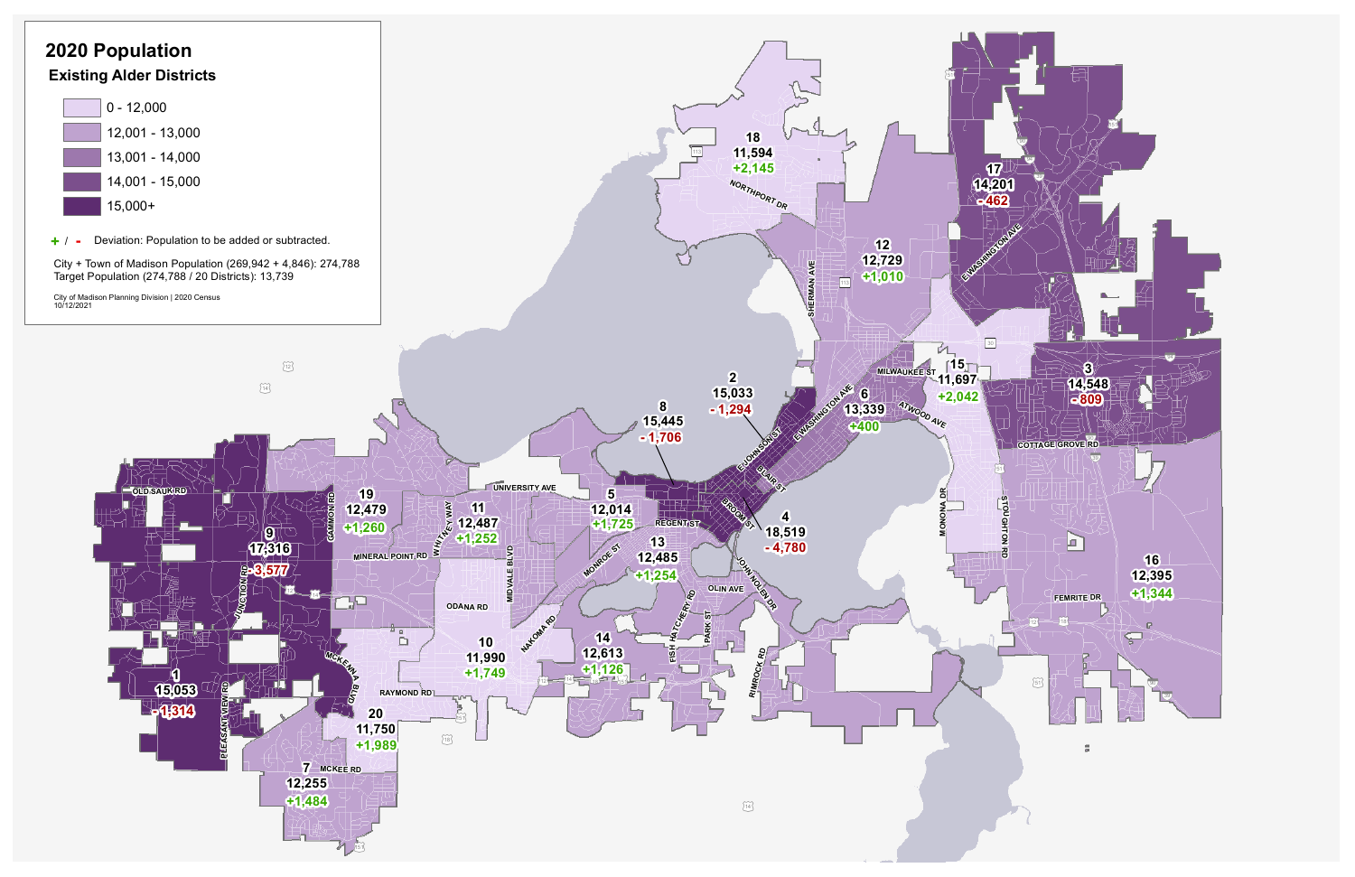## 2020 Population

### Existing Alder Districts

0 - 12,000
12,001 - 13,000
13,001 - 14,000
14,001 - 15,000
15,000+

+ / - Deviation: Population to be added or subtracted.

City + Town of Madison Population (269,942 + 4,846): 274,788
Target Population (274,788 / 20 Districts): 13,739

City of Madison Planning Division | 2020 Census
10/12/2021

1
15,053
- 1,314

2
15,033
- 1,294

3
14,548
- 809

4
18,519
- 4,780

5
12,014
+1,725

6
13,339
+400

7
12,255
+1,484

8
15,445
- 1,706

9
17,316
- 3,577

10
11,990
+1,749

11
12,487
+1,252

12
12,729
+1,010

13
12,485
+1,254

14
12,613
+1,126

15
11,697
+2,042

16
12,395
+1,344

17
14,201
- 462

18
11,594
+2,145

19
12,479
+1,260

20
11,750
+1,989

NORTHPORT DR
SHERMAN AVE
E WASHINGTON AVE
MILWAUKEE ST
ATWOOD AVE
COTTAGE GROVE RD
MONONA DR
STOUGHTON RD
FEMRITE DR
E JOHNSON ST
BLAIR ST
BROOM ST
JOHN NOLEN DR
OLIN AVE
PARK ST
FISH HATCHERY RD
RIMROCK RD
REGENT ST
MONROE ST
UNIVERSITY AVE
MIDVALE BLVD
NAKOMA RD
ODANA RD
WHITNEY WAY
MINERAL POINT RD
GAMMON RD
OLD SAUK RD
JUNCTION RD
MCKENNA BLVD
RAYMOND RD
PLEASANT VIEW RD
MCKEE RD